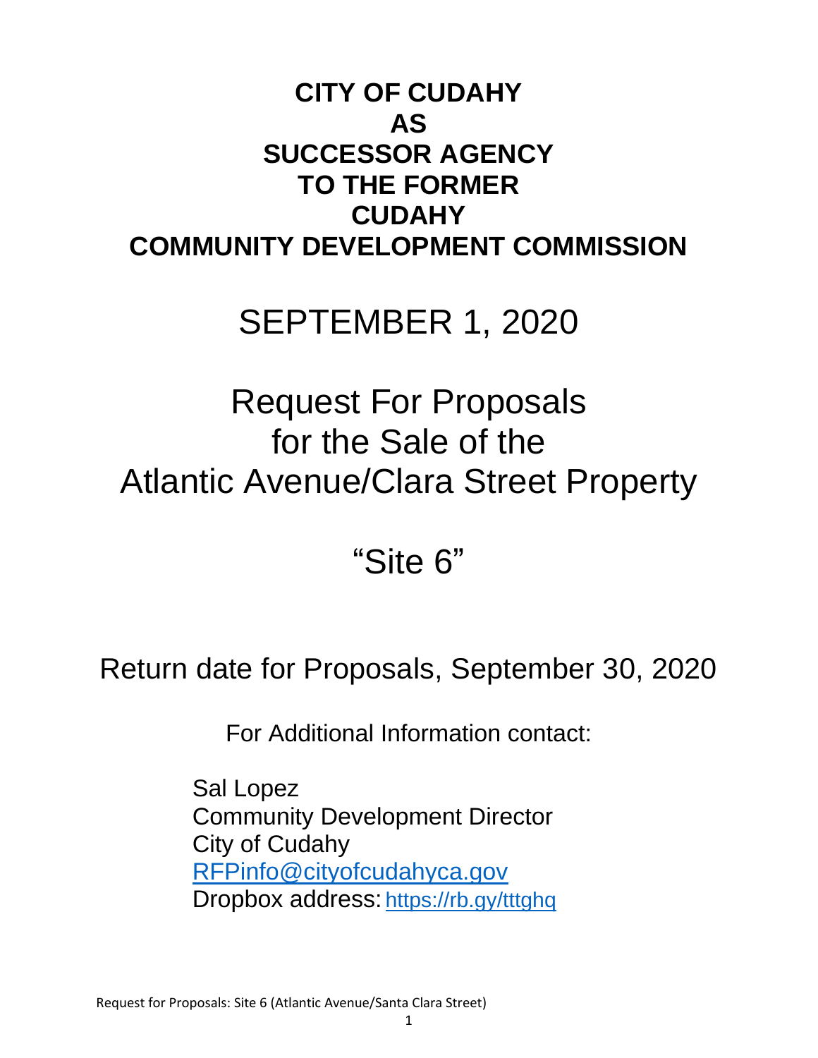# CITY OF CUDAHY AS SUCCESSOR AGENCY TO THE FORMER CUDAHY COMMUNITY DEVELOPMENT COMMISSION

SEPTEMBER 1, 2020

## Request For Proposals for the Sale of the Atlantic Avenue/Clara Street Property

## "Site 6"

Return date for Proposals, September 30, 2020

For Additional Information contact:

Sal Lopez
Community Development Director
City of Cudahy
RFPinfo@cityofcudahyca.gov
Dropbox address: https://rb.gy/tttghq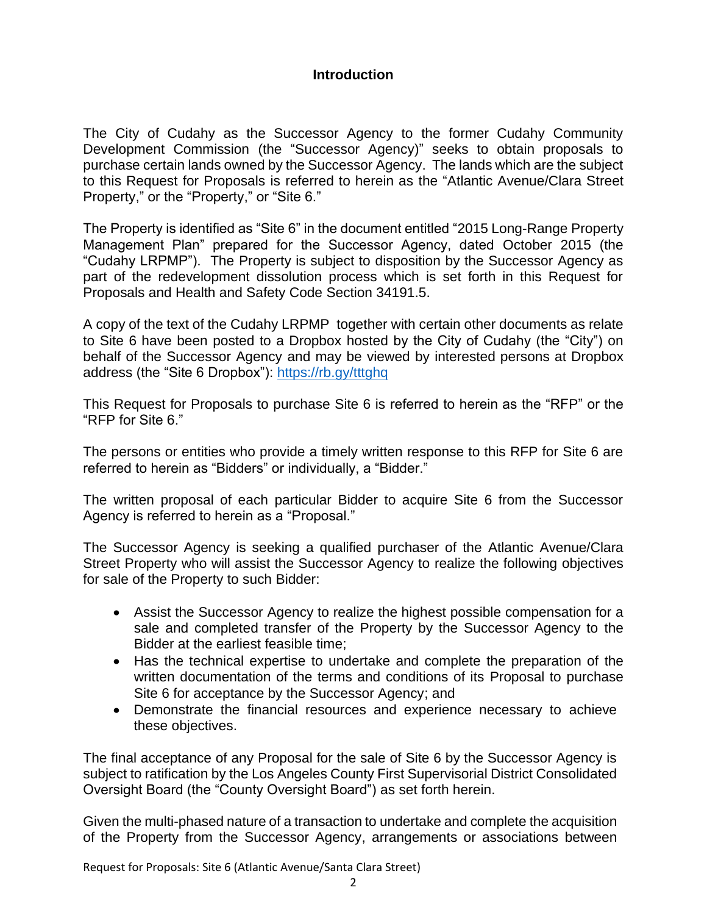## Introduction

The City of Cudahy as the Successor Agency to the former Cudahy Community Development Commission (the "Successor Agency)" seeks to obtain proposals to purchase certain lands owned by the Successor Agency. The lands which are the subject to this Request for Proposals is referred to herein as the "Atlantic Avenue/Clara Street Property," or the "Property," or "Site 6."

The Property is identified as "Site 6" in the document entitled "2015 Long-Range Property Management Plan" prepared for the Successor Agency, dated October 2015 (the "Cudahy LRPMP"). The Property is subject to disposition by the Successor Agency as part of the redevelopment dissolution process which is set forth in this Request for Proposals and Health and Safety Code Section 34191.5.

A copy of the text of the Cudahy LRPMP together with certain other documents as relate to Site 6 have been posted to a Dropbox hosted by the City of Cudahy (the "City") on behalf of the Successor Agency and may be viewed by interested persons at Dropbox address (the "Site 6 Dropbox"): https://rb.gy/tttghq

This Request for Proposals to purchase Site 6 is referred to herein as the "RFP" or the "RFP for Site 6."

The persons or entities who provide a timely written response to this RFP for Site 6 are referred to herein as "Bidders" or individually, a "Bidder."

The written proposal of each particular Bidder to acquire Site 6 from the Successor Agency is referred to herein as a "Proposal."

The Successor Agency is seeking a qualified purchaser of the Atlantic Avenue/Clara Street Property who will assist the Successor Agency to realize the following objectives for sale of the Property to such Bidder:

- Assist the Successor Agency to realize the highest possible compensation for a sale and completed transfer of the Property by the Successor Agency to the Bidder at the earliest feasible time;
- Has the technical expertise to undertake and complete the preparation of the written documentation of the terms and conditions of its Proposal to purchase Site 6 for acceptance by the Successor Agency; and
- Demonstrate the financial resources and experience necessary to achieve these objectives.

The final acceptance of any Proposal for the sale of Site 6 by the Successor Agency is subject to ratification by the Los Angeles County First Supervisorial District Consolidated Oversight Board (the "County Oversight Board") as set forth herein.

Given the multi-phased nature of a transaction to undertake and complete the acquisition of the Property from the Successor Agency, arrangements or associations between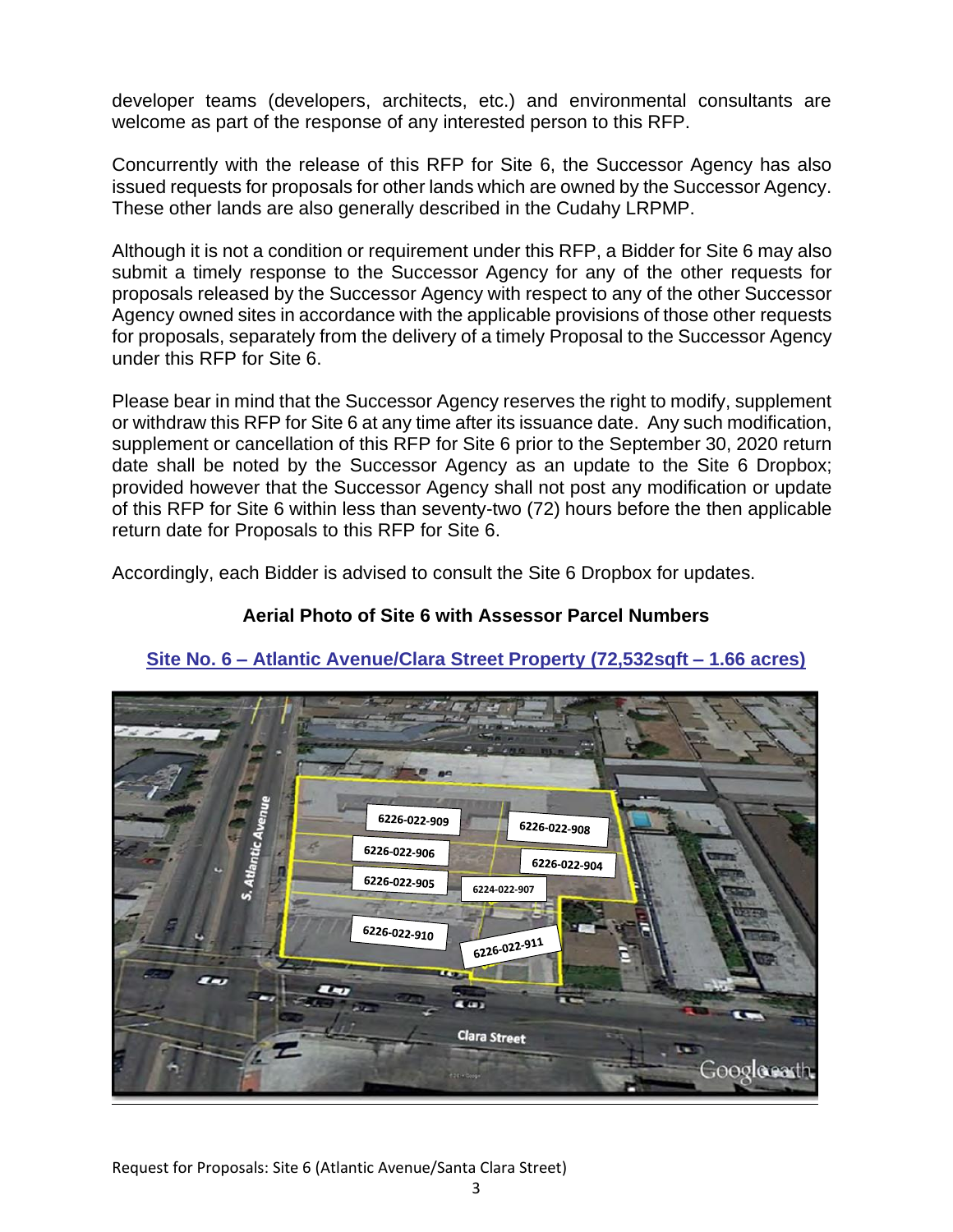developer teams (developers, architects, etc.) and environmental consultants are welcome as part of the response of any interested person to this RFP.

Concurrently with the release of this RFP for Site 6, the Successor Agency has also issued requests for proposals for other lands which are owned by the Successor Agency. These other lands are also generally described in the Cudahy LRPMP.

Although it is not a condition or requirement under this RFP, a Bidder for Site 6 may also submit a timely response to the Successor Agency for any of the other requests for proposals released by the Successor Agency with respect to any of the other Successor Agency owned sites in accordance with the applicable provisions of those other requests for proposals, separately from the delivery of a timely Proposal to the Successor Agency under this RFP for Site 6.

Please bear in mind that the Successor Agency reserves the right to modify, supplement or withdraw this RFP for Site 6 at any time after its issuance date. Any such modification, supplement or cancellation of this RFP for Site 6 prior to the September 30, 2020 return date shall be noted by the Successor Agency as an update to the Site 6 Dropbox; provided however that the Successor Agency shall not post any modification or update of this RFP for Site 6 within less than seventy-two (72) hours before the then applicable return date for Proposals to this RFP for Site 6.

Accordingly, each Bidder is advised to consult the Site 6 Dropbox for updates.

**Aerial Photo of Site 6 with Assessor Parcel Numbers**

**Site No. 6 – Atlantic Avenue/Clara Street Property (72,532sqft – 1.66 acres)**

6226-022-909

6226-022-908

6226-022-906

6226-022-904

6226-022-905

6224-022-907

6226-022-910

6226-022-911

S. Atlantic Avenue

Clara Street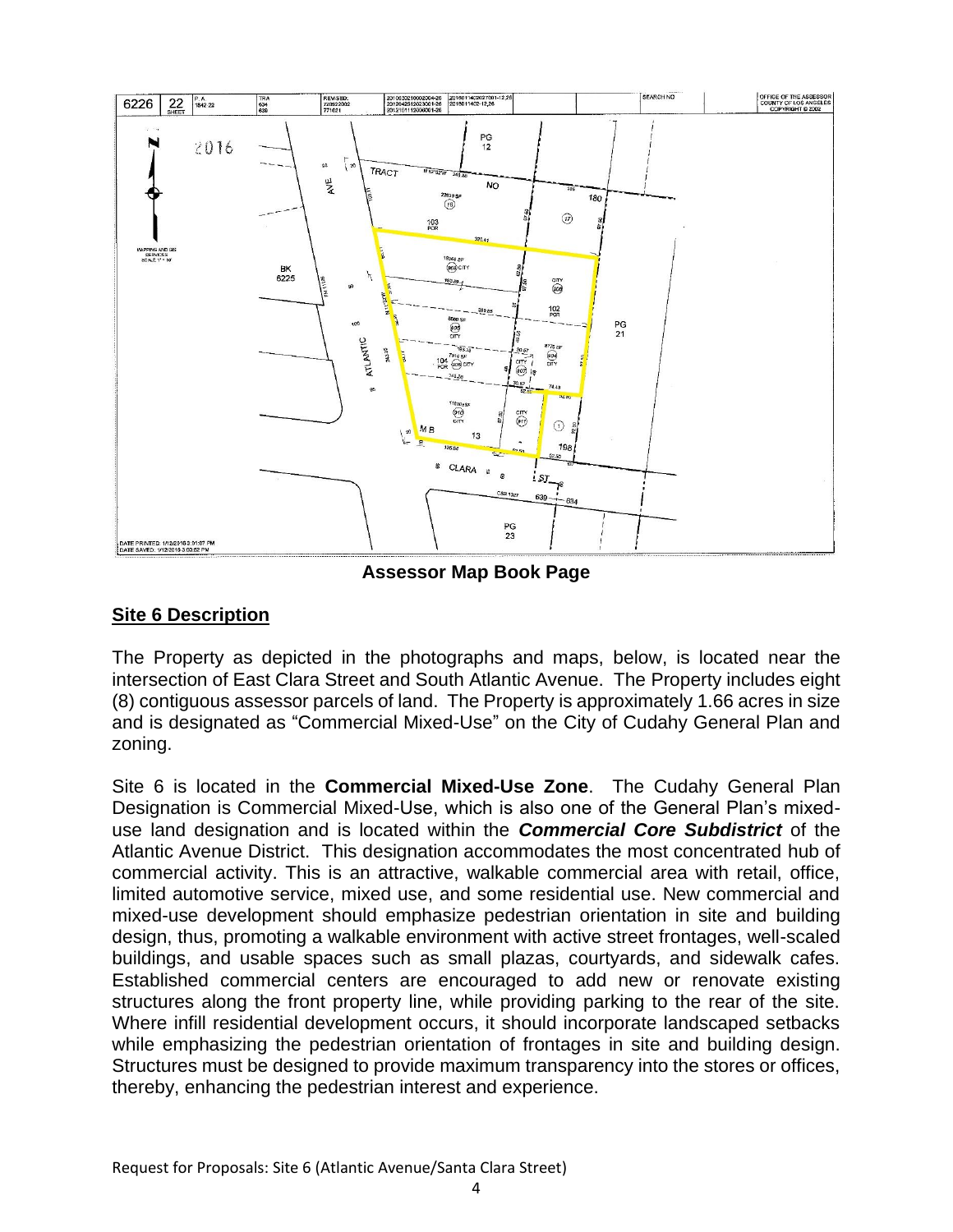**Assessor Map Book Page**

## Site 6 Description

The Property as depicted in the photographs and maps, below, is located near the intersection of East Clara Street and South Atlantic Avenue. The Property includes eight (8) contiguous assessor parcels of land. The Property is approximately 1.66 acres in size and is designated as "Commercial Mixed-Use" on the City of Cudahy General Plan and zoning.

Site 6 is located in the **Commercial Mixed-Use Zone**. The Cudahy General Plan Designation is Commercial Mixed-Use, which is also one of the General Plan's mixed-use land designation and is located within the ***Commercial Core Subdistrict*** of the Atlantic Avenue District. This designation accommodates the most concentrated hub of commercial activity. This is an attractive, walkable commercial area with retail, office, limited automotive service, mixed use, and some residential use. New commercial and mixed-use development should emphasize pedestrian orientation in site and building design, thus, promoting a walkable environment with active street frontages, well-scaled buildings, and usable spaces such as small plazas, courtyards, and sidewalk cafes. Established commercial centers are encouraged to add new or renovate existing structures along the front property line, while providing parking to the rear of the site. Where infill residential development occurs, it should incorporate landscaped setbacks while emphasizing the pedestrian orientation of frontages in site and building design. Structures must be designed to provide maximum transparency into the stores or offices, thereby, enhancing the pedestrian interest and experience.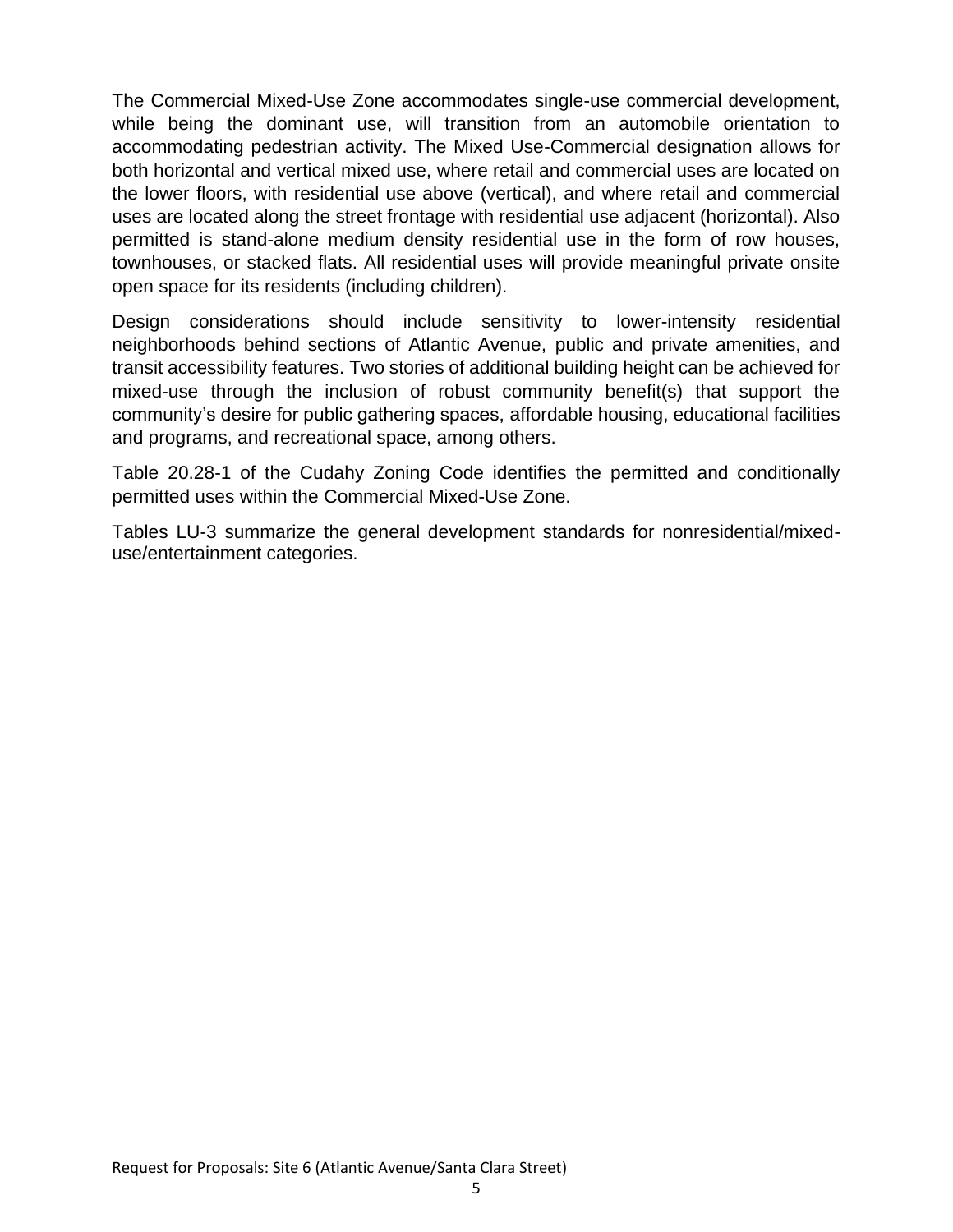The Commercial Mixed-Use Zone accommodates single-use commercial development, while being the dominant use, will transition from an automobile orientation to accommodating pedestrian activity. The Mixed Use-Commercial designation allows for both horizontal and vertical mixed use, where retail and commercial uses are located on the lower floors, with residential use above (vertical), and where retail and commercial uses are located along the street frontage with residential use adjacent (horizontal). Also permitted is stand-alone medium density residential use in the form of row houses, townhouses, or stacked flats. All residential uses will provide meaningful private onsite open space for its residents (including children).

Design considerations should include sensitivity to lower-intensity residential neighborhoods behind sections of Atlantic Avenue, public and private amenities, and transit accessibility features. Two stories of additional building height can be achieved for mixed-use through the inclusion of robust community benefit(s) that support the community's desire for public gathering spaces, affordable housing, educational facilities and programs, and recreational space, among others.

Table 20.28-1 of the Cudahy Zoning Code identifies the permitted and conditionally permitted uses within the Commercial Mixed-Use Zone.

Tables LU-3 summarize the general development standards for nonresidential/mixed-use/entertainment categories.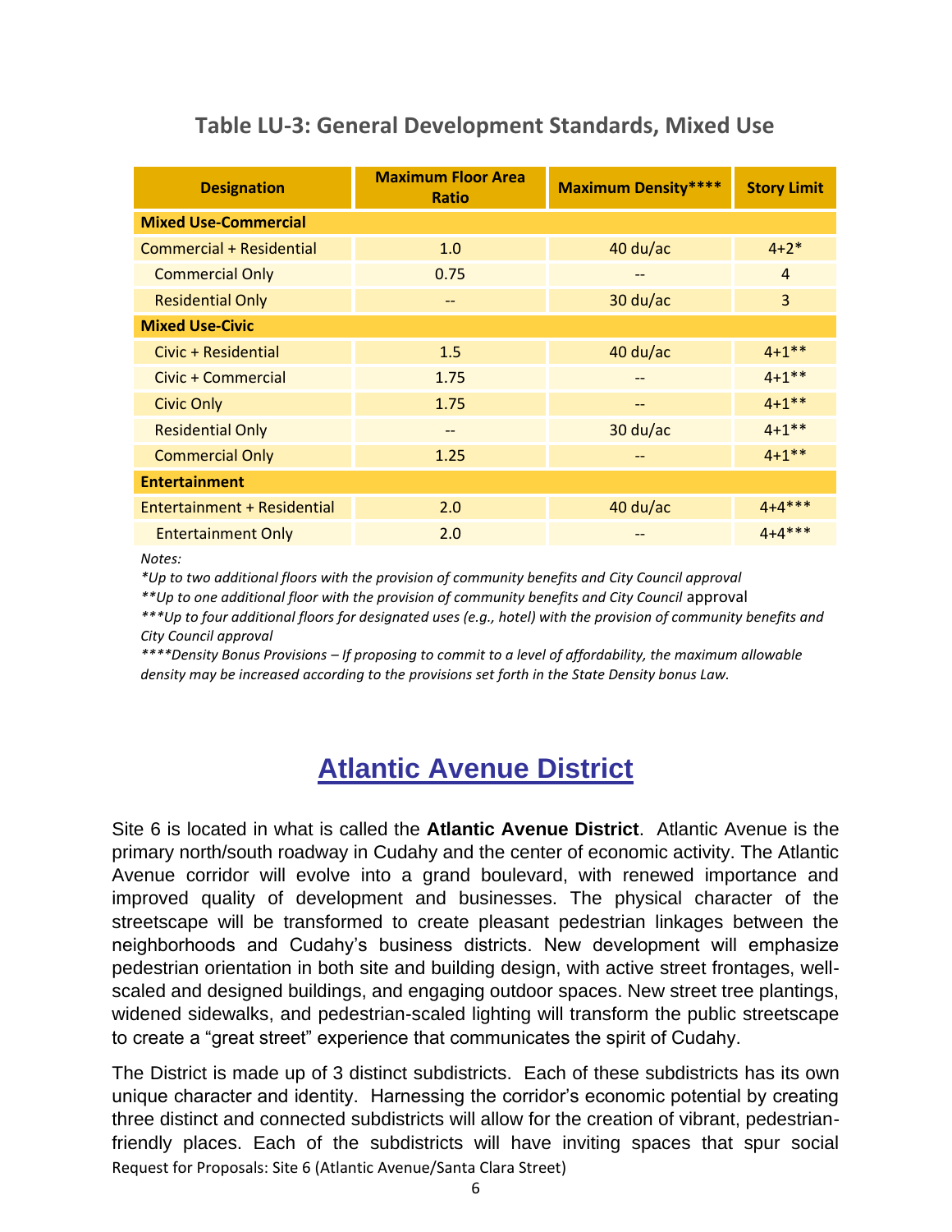### Table LU-3: General Development Standards, Mixed Use

| Designation | Maximum Floor Area Ratio | Maximum Density**** | Story Limit |
|---|---|---|---|
| **Mixed Use-Commercial** | | | |
| Commercial + Residential | 1.0 | 40 du/ac | 4+2* |
| Commercial Only | 0.75 | -- | 4 |
| Residential Only | -- | 30 du/ac | 3 |
| **Mixed Use-Civic** | | | |
| Civic + Residential | 1.5 | 40 du/ac | 4+1** |
| Civic + Commercial | 1.75 | -- | 4+1** |
| Civic Only | 1.75 | -- | 4+1** |
| Residential Only | -- | 30 du/ac | 4+1** |
| Commercial Only | 1.25 | -- | 4+1** |
| **Entertainment** | | | |
| Entertainment + Residential | 2.0 | 40 du/ac | 4+4*** |
| Entertainment Only | 2.0 | -- | 4+4*** |

*Notes:*

*\*Up to two additional floors with the provision of community benefits and City Council approval*

*\*\*Up to one additional floor with the provision of community benefits and City Council approval*

*\*\*\*Up to four additional floors for designated uses (e.g., hotel) with the provision of community benefits and City Council approval*

*\*\*\*\*Density Bonus Provisions – If proposing to commit to a level of affordability, the maximum allowable density may be increased according to the provisions set forth in the State Density bonus Law.*

## Atlantic Avenue District

Site 6 is located in what is called the **Atlantic Avenue District**. Atlantic Avenue is the primary north/south roadway in Cudahy and the center of economic activity. The Atlantic Avenue corridor will evolve into a grand boulevard, with renewed importance and improved quality of development and businesses. The physical character of the streetscape will be transformed to create pleasant pedestrian linkages between the neighborhoods and Cudahy's business districts. New development will emphasize pedestrian orientation in both site and building design, with active street frontages, well-scaled and designed buildings, and engaging outdoor spaces. New street tree plantings, widened sidewalks, and pedestrian-scaled lighting will transform the public streetscape to create a "great street" experience that communicates the spirit of Cudahy.

The District is made up of 3 distinct subdistricts. Each of these subdistricts has its own unique character and identity. Harnessing the corridor's economic potential by creating three distinct and connected subdistricts will allow for the creation of vibrant, pedestrian-friendly places. Each of the subdistricts will have inviting spaces that spur social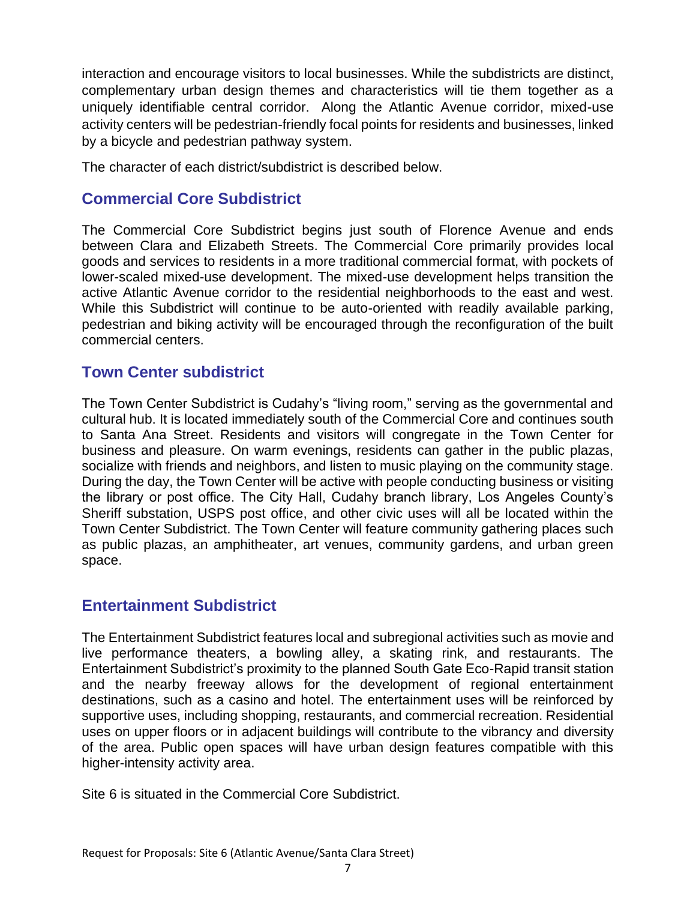interaction and encourage visitors to local businesses. While the subdistricts are distinct, complementary urban design themes and characteristics will tie them together as a uniquely identifiable central corridor. Along the Atlantic Avenue corridor, mixed-use activity centers will be pedestrian-friendly focal points for residents and businesses, linked by a bicycle and pedestrian pathway system.

The character of each district/subdistrict is described below.

## Commercial Core Subdistrict

The Commercial Core Subdistrict begins just south of Florence Avenue and ends between Clara and Elizabeth Streets. The Commercial Core primarily provides local goods and services to residents in a more traditional commercial format, with pockets of lower-scaled mixed-use development. The mixed-use development helps transition the active Atlantic Avenue corridor to the residential neighborhoods to the east and west. While this Subdistrict will continue to be auto-oriented with readily available parking, pedestrian and biking activity will be encouraged through the reconfiguration of the built commercial centers.

## Town Center subdistrict

The Town Center Subdistrict is Cudahy's "living room," serving as the governmental and cultural hub. It is located immediately south of the Commercial Core and continues south to Santa Ana Street. Residents and visitors will congregate in the Town Center for business and pleasure. On warm evenings, residents can gather in the public plazas, socialize with friends and neighbors, and listen to music playing on the community stage. During the day, the Town Center will be active with people conducting business or visiting the library or post office. The City Hall, Cudahy branch library, Los Angeles County's Sheriff substation, USPS post office, and other civic uses will all be located within the Town Center Subdistrict. The Town Center will feature community gathering places such as public plazas, an amphitheater, art venues, community gardens, and urban green space.

## Entertainment Subdistrict

The Entertainment Subdistrict features local and subregional activities such as movie and live performance theaters, a bowling alley, a skating rink, and restaurants. The Entertainment Subdistrict's proximity to the planned South Gate Eco-Rapid transit station and the nearby freeway allows for the development of regional entertainment destinations, such as a casino and hotel. The entertainment uses will be reinforced by supportive uses, including shopping, restaurants, and commercial recreation. Residential uses on upper floors or in adjacent buildings will contribute to the vibrancy and diversity of the area. Public open spaces will have urban design features compatible with this higher-intensity activity area.

Site 6 is situated in the Commercial Core Subdistrict.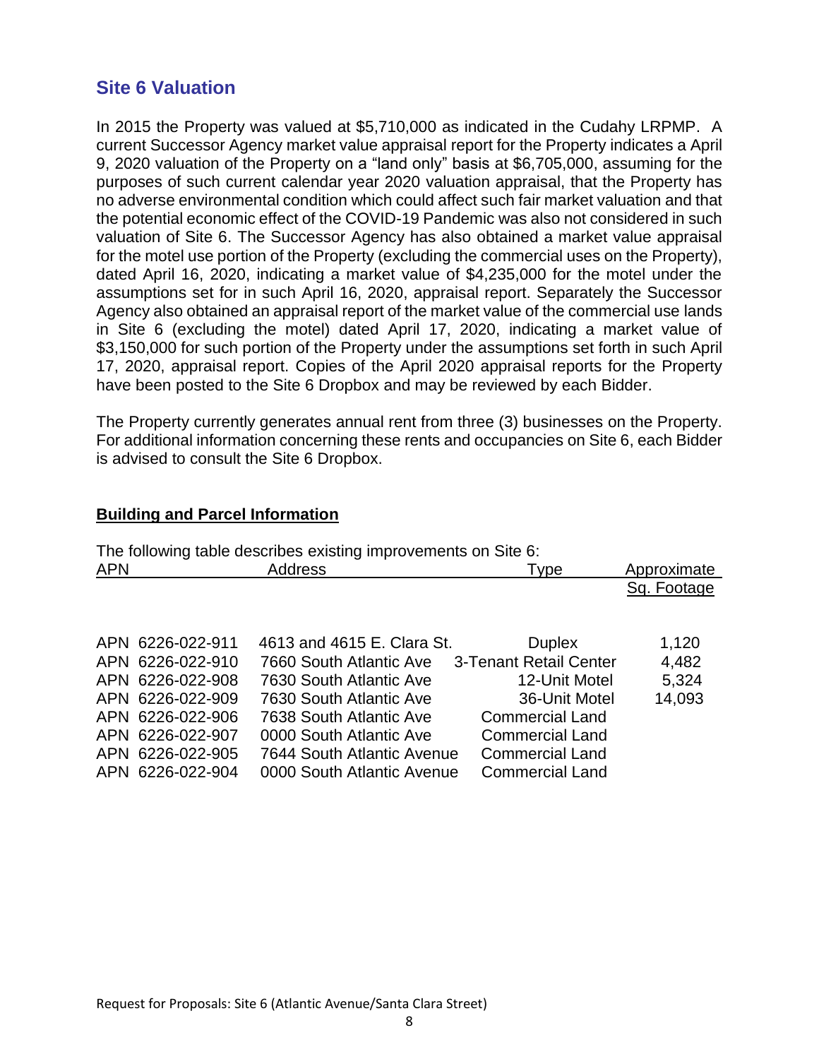## Site 6 Valuation

In 2015 the Property was valued at $5,710,000 as indicated in the Cudahy LRPMP. A current Successor Agency market value appraisal report for the Property indicates a April 9, 2020 valuation of the Property on a "land only" basis at $6,705,000, assuming for the purposes of such current calendar year 2020 valuation appraisal, that the Property has no adverse environmental condition which could affect such fair market valuation and that the potential economic effect of the COVID-19 Pandemic was also not considered in such valuation of Site 6. The Successor Agency has also obtained a market value appraisal for the motel use portion of the Property (excluding the commercial uses on the Property), dated April 16, 2020, indicating a market value of $4,235,000 for the motel under the assumptions set for in such April 16, 2020, appraisal report. Separately the Successor Agency also obtained an appraisal report of the market value of the commercial use lands in Site 6 (excluding the motel) dated April 17, 2020, indicating a market value of $3,150,000 for such portion of the Property under the assumptions set forth in such April 17, 2020, appraisal report. Copies of the April 2020 appraisal reports for the Property have been posted to the Site 6 Dropbox and may be reviewed by each Bidder.

The Property currently generates annual rent from three (3) businesses on the Property. For additional information concerning these rents and occupancies on Site 6, each Bidder is advised to consult the Site 6 Dropbox.

**Building and Parcel Information**

The following table describes existing improvements on Site 6:

| APN | Address | Type | Approximate Sq. Footage |
|---|---|---|---|
| APN 6226-022-911 | 4613 and 4615 E. Clara St. | Duplex | 1,120 |
| APN 6226-022-910 | 7660 South Atlantic Ave | 3-Tenant Retail Center | 4,482 |
| APN 6226-022-908 | 7630 South Atlantic Ave | 12-Unit Motel | 5,324 |
| APN 6226-022-909 | 7630 South Atlantic Ave | 36-Unit Motel | 14,093 |
| APN 6226-022-906 | 7638 South Atlantic Ave | Commercial Land | |
| APN 6226-022-907 | 0000 South Atlantic Ave | Commercial Land | |
| APN 6226-022-905 | 7644 South Atlantic Avenue | Commercial Land | |
| APN 6226-022-904 | 0000 South Atlantic Avenue | Commercial Land | |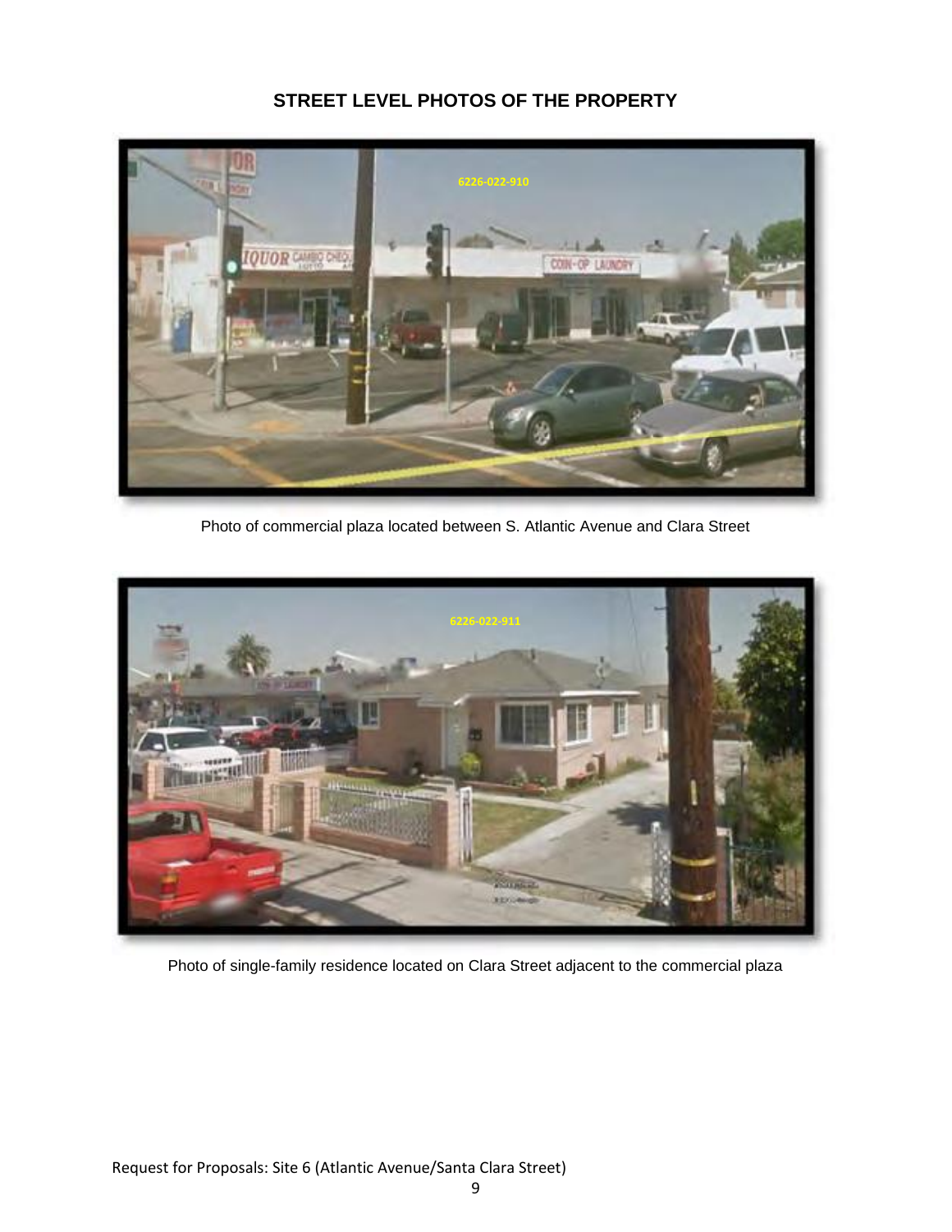## STREET LEVEL PHOTOS OF THE PROPERTY

Photo of commercial plaza located between S. Atlantic Avenue and Clara Street

Photo of single-family residence located on Clara Street adjacent to the commercial plaza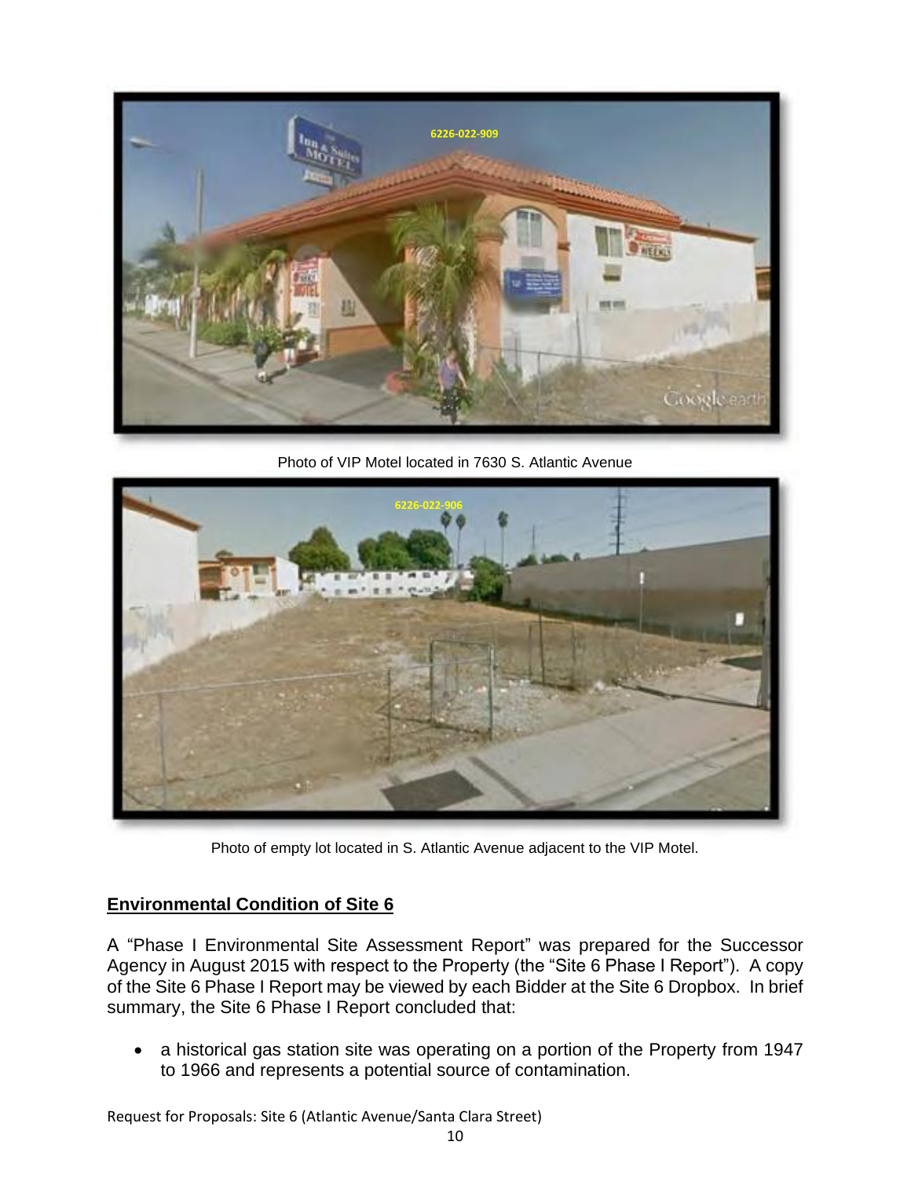Photo of VIP Motel located in 7630 S. Atlantic Avenue

Photo of empty lot located in S. Atlantic Avenue adjacent to the VIP Motel.

## Environmental Condition of Site 6

A "Phase I Environmental Site Assessment Report" was prepared for the Successor Agency in August 2015 with respect to the Property (the "Site 6 Phase I Report"). A copy of the Site 6 Phase I Report may be viewed by each Bidder at the Site 6 Dropbox. In brief summary, the Site 6 Phase I Report concluded that:

- a historical gas station site was operating on a portion of the Property from 1947 to 1966 and represents a potential source of contamination.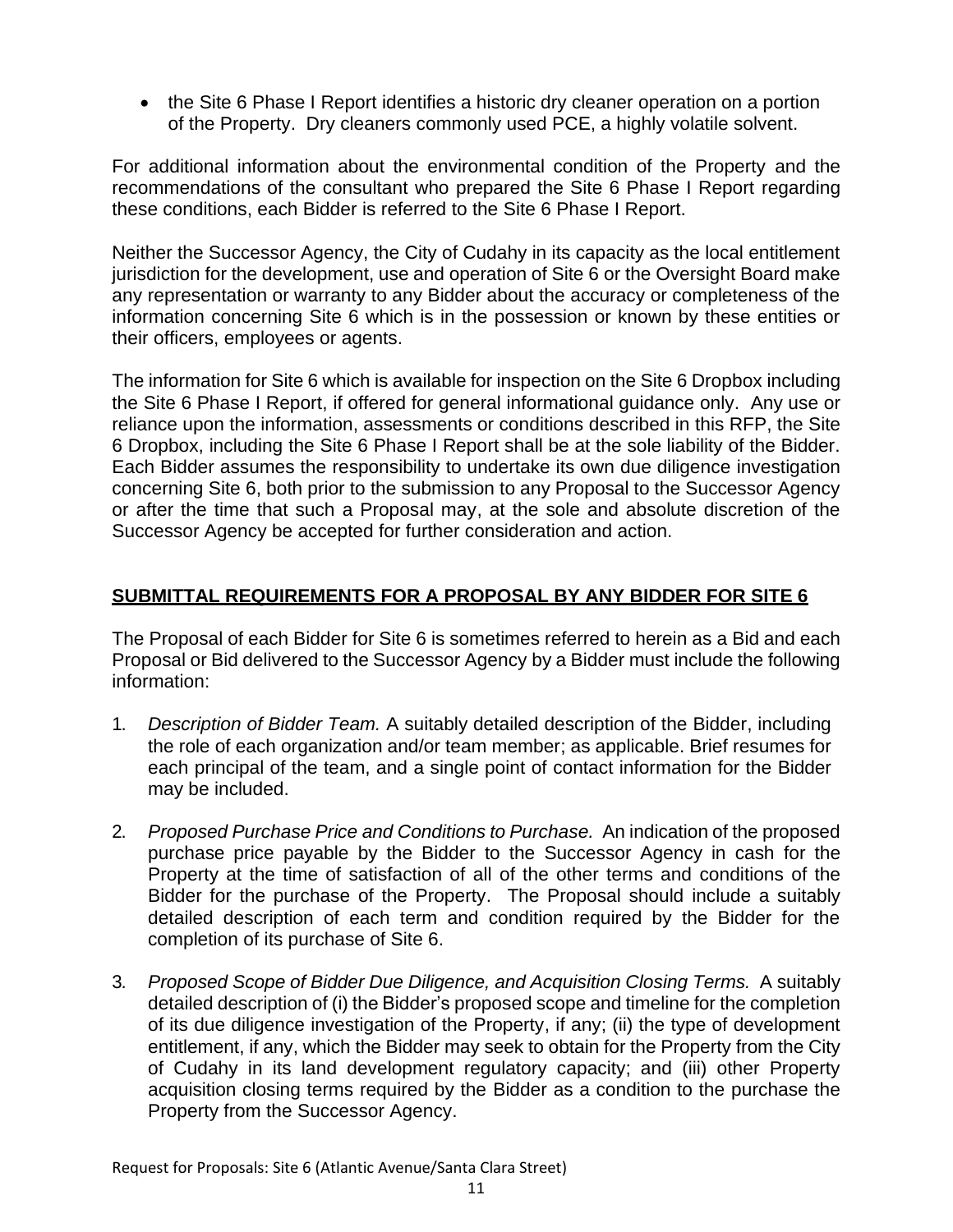- the Site 6 Phase I Report identifies a historic dry cleaner operation on a portion of the Property. Dry cleaners commonly used PCE, a highly volatile solvent.

For additional information about the environmental condition of the Property and the recommendations of the consultant who prepared the Site 6 Phase I Report regarding these conditions, each Bidder is referred to the Site 6 Phase I Report.

Neither the Successor Agency, the City of Cudahy in its capacity as the local entitlement jurisdiction for the development, use and operation of Site 6 or the Oversight Board make any representation or warranty to any Bidder about the accuracy or completeness of the information concerning Site 6 which is in the possession or known by these entities or their officers, employees or agents.

The information for Site 6 which is available for inspection on the Site 6 Dropbox including the Site 6 Phase I Report, if offered for general informational guidance only. Any use or reliance upon the information, assessments or conditions described in this RFP, the Site 6 Dropbox, including the Site 6 Phase I Report shall be at the sole liability of the Bidder. Each Bidder assumes the responsibility to undertake its own due diligence investigation concerning Site 6, both prior to the submission to any Proposal to the Successor Agency or after the time that such a Proposal may, at the sole and absolute discretion of the Successor Agency be accepted for further consideration and action.

## SUBMITTAL REQUIREMENTS FOR A PROPOSAL BY ANY BIDDER FOR SITE 6

The Proposal of each Bidder for Site 6 is sometimes referred to herein as a Bid and each Proposal or Bid delivered to the Successor Agency by a Bidder must include the following information:

1. *Description of Bidder Team.* A suitably detailed description of the Bidder, including the role of each organization and/or team member; as applicable. Brief resumes for each principal of the team, and a single point of contact information for the Bidder may be included.

2. *Proposed Purchase Price and Conditions to Purchase.* An indication of the proposed purchase price payable by the Bidder to the Successor Agency in cash for the Property at the time of satisfaction of all of the other terms and conditions of the Bidder for the purchase of the Property. The Proposal should include a suitably detailed description of each term and condition required by the Bidder for the completion of its purchase of Site 6.

3. *Proposed Scope of Bidder Due Diligence, and Acquisition Closing Terms.* A suitably detailed description of (i) the Bidder's proposed scope and timeline for the completion of its due diligence investigation of the Property, if any; (ii) the type of development entitlement, if any, which the Bidder may seek to obtain for the Property from the City of Cudahy in its land development regulatory capacity; and (iii) other Property acquisition closing terms required by the Bidder as a condition to the purchase the Property from the Successor Agency.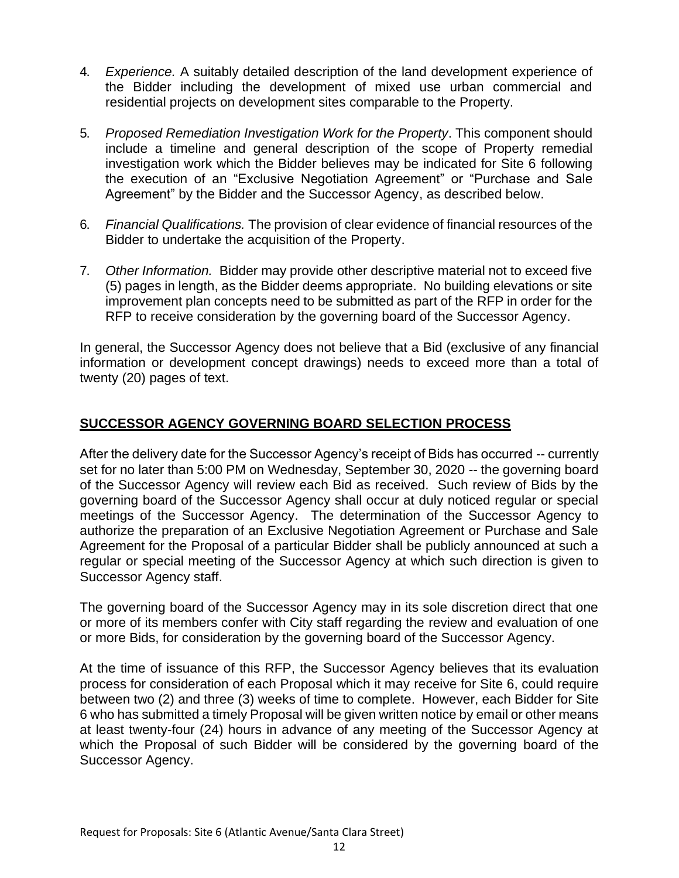4. *Experience.* A suitably detailed description of the land development experience of the Bidder including the development of mixed use urban commercial and residential projects on development sites comparable to the Property.

5. *Proposed Remediation Investigation Work for the Property*. This component should include a timeline and general description of the scope of Property remedial investigation work which the Bidder believes may be indicated for Site 6 following the execution of an "Exclusive Negotiation Agreement" or "Purchase and Sale Agreement" by the Bidder and the Successor Agency, as described below.

6. *Financial Qualifications.* The provision of clear evidence of financial resources of the Bidder to undertake the acquisition of the Property.

7. *Other Information.* Bidder may provide other descriptive material not to exceed five (5) pages in length, as the Bidder deems appropriate. No building elevations or site improvement plan concepts need to be submitted as part of the RFP in order for the RFP to receive consideration by the governing board of the Successor Agency.

In general, the Successor Agency does not believe that a Bid (exclusive of any financial information or development concept drawings) needs to exceed more than a total of twenty (20) pages of text.

## SUCCESSOR AGENCY GOVERNING BOARD SELECTION PROCESS

After the delivery date for the Successor Agency's receipt of Bids has occurred -- currently set for no later than 5:00 PM on Wednesday, September 30, 2020 -- the governing board of the Successor Agency will review each Bid as received. Such review of Bids by the governing board of the Successor Agency shall occur at duly noticed regular or special meetings of the Successor Agency. The determination of the Successor Agency to authorize the preparation of an Exclusive Negotiation Agreement or Purchase and Sale Agreement for the Proposal of a particular Bidder shall be publicly announced at such a regular or special meeting of the Successor Agency at which such direction is given to Successor Agency staff.

The governing board of the Successor Agency may in its sole discretion direct that one or more of its members confer with City staff regarding the review and evaluation of one or more Bids, for consideration by the governing board of the Successor Agency.

At the time of issuance of this RFP, the Successor Agency believes that its evaluation process for consideration of each Proposal which it may receive for Site 6, could require between two (2) and three (3) weeks of time to complete. However, each Bidder for Site 6 who has submitted a timely Proposal will be given written notice by email or other means at least twenty-four (24) hours in advance of any meeting of the Successor Agency at which the Proposal of such Bidder will be considered by the governing board of the Successor Agency.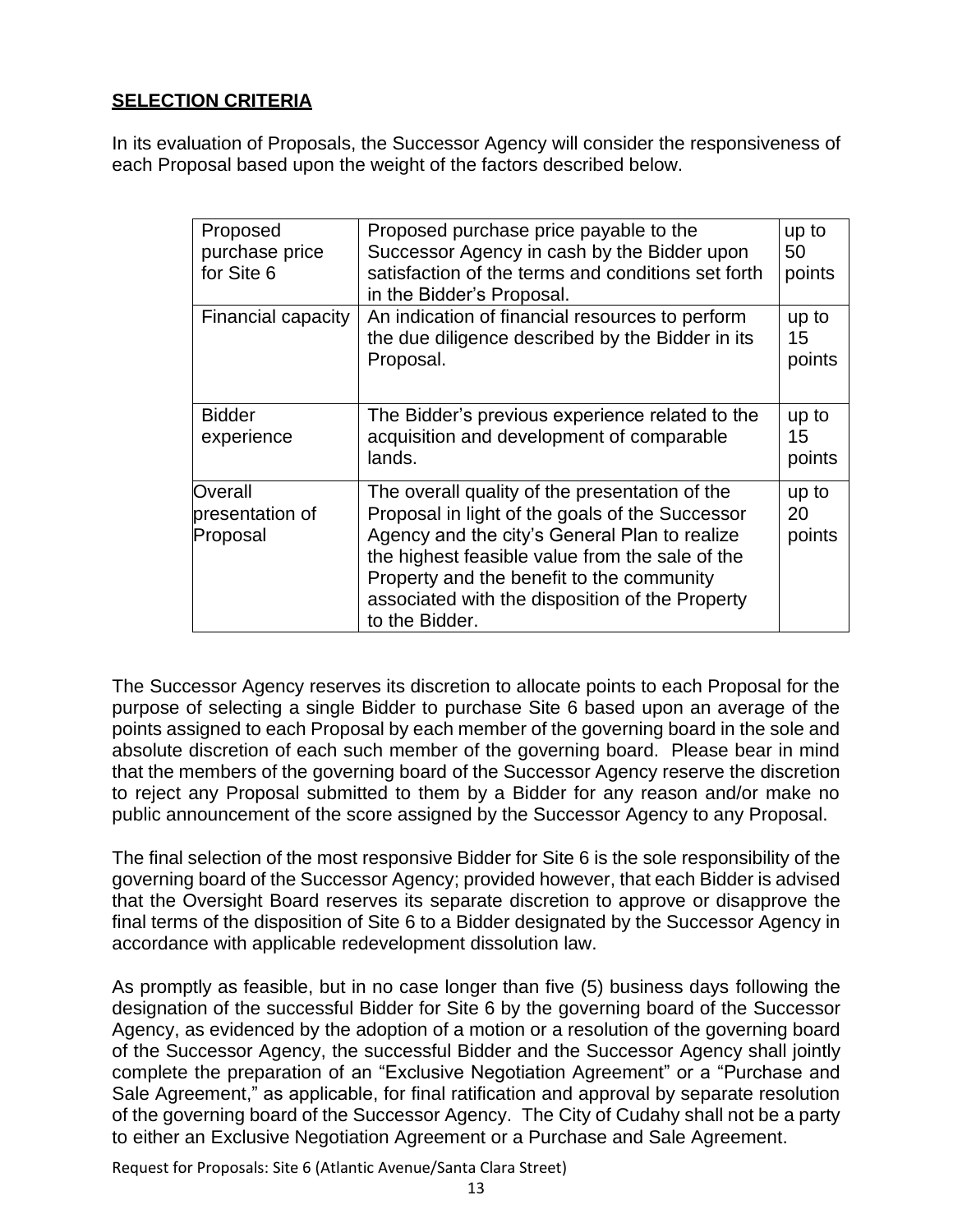## SELECTION CRITERIA

In its evaluation of Proposals, the Successor Agency will consider the responsiveness of each Proposal based upon the weight of the factors described below.

| | | |
|---|---|---|
| Proposed purchase price for Site 6 | Proposed purchase price payable to the Successor Agency in cash by the Bidder upon satisfaction of the terms and conditions set forth in the Bidder's Proposal. | up to 50 points |
| Financial capacity | An indication of financial resources to perform the due diligence described by the Bidder in its Proposal. | up to 15 points |
| Bidder experience | The Bidder's previous experience related to the acquisition and development of comparable lands. | up to 15 points |
| Overall presentation of Proposal | The overall quality of the presentation of the Proposal in light of the goals of the Successor Agency and the city's General Plan to realize the highest feasible value from the sale of the Property and the benefit to the community associated with the disposition of the Property to the Bidder. | up to 20 points |

The Successor Agency reserves its discretion to allocate points to each Proposal for the purpose of selecting a single Bidder to purchase Site 6 based upon an average of the points assigned to each Proposal by each member of the governing board in the sole and absolute discretion of each such member of the governing board. Please bear in mind that the members of the governing board of the Successor Agency reserve the discretion to reject any Proposal submitted to them by a Bidder for any reason and/or make no public announcement of the score assigned by the Successor Agency to any Proposal.

The final selection of the most responsive Bidder for Site 6 is the sole responsibility of the governing board of the Successor Agency; provided however, that each Bidder is advised that the Oversight Board reserves its separate discretion to approve or disapprove the final terms of the disposition of Site 6 to a Bidder designated by the Successor Agency in accordance with applicable redevelopment dissolution law.

As promptly as feasible, but in no case longer than five (5) business days following the designation of the successful Bidder for Site 6 by the governing board of the Successor Agency, as evidenced by the adoption of a motion or a resolution of the governing board of the Successor Agency, the successful Bidder and the Successor Agency shall jointly complete the preparation of an "Exclusive Negotiation Agreement" or a "Purchase and Sale Agreement," as applicable, for final ratification and approval by separate resolution of the governing board of the Successor Agency. The City of Cudahy shall not be a party to either an Exclusive Negotiation Agreement or a Purchase and Sale Agreement.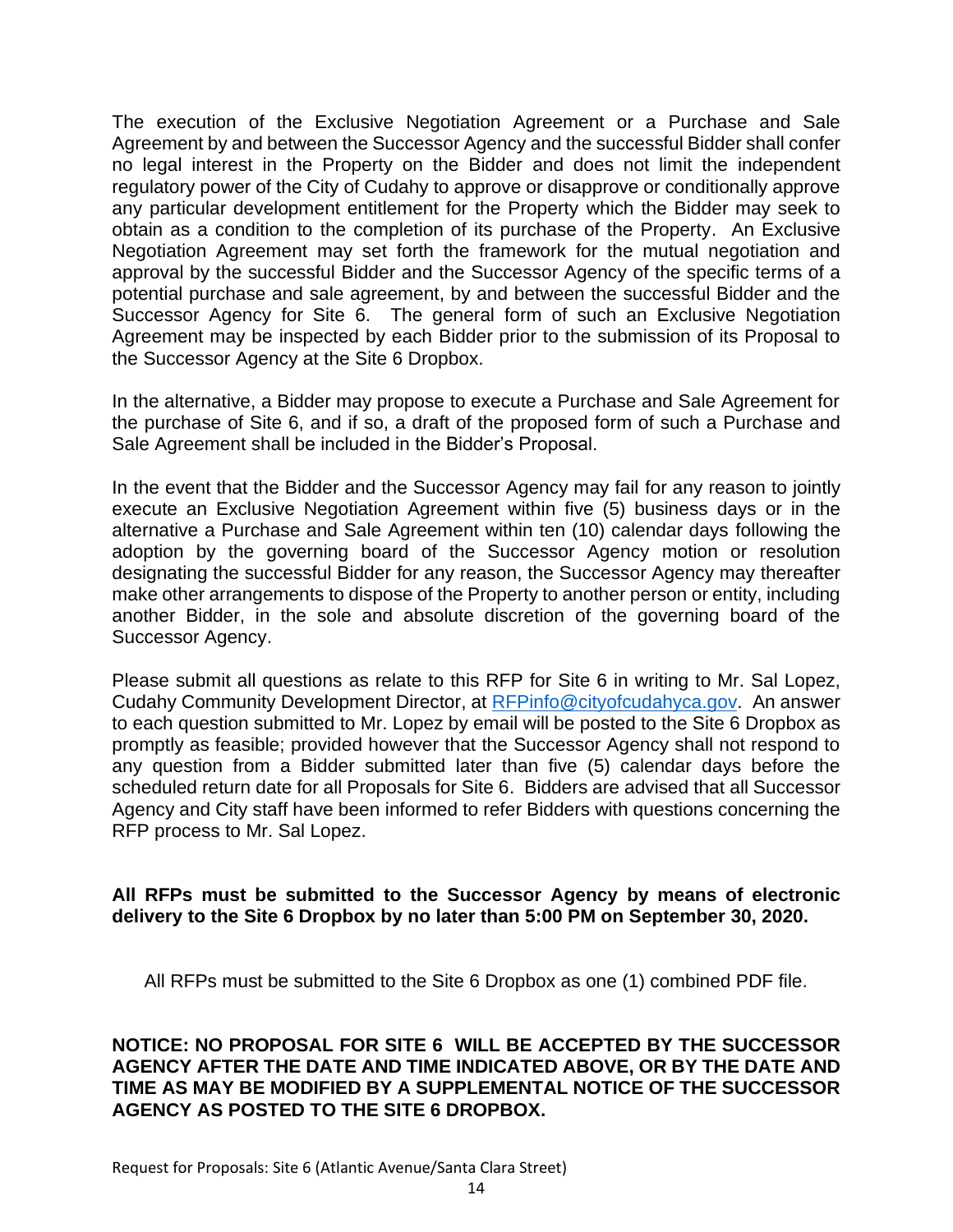The execution of the Exclusive Negotiation Agreement or a Purchase and Sale Agreement by and between the Successor Agency and the successful Bidder shall confer no legal interest in the Property on the Bidder and does not limit the independent regulatory power of the City of Cudahy to approve or disapprove or conditionally approve any particular development entitlement for the Property which the Bidder may seek to obtain as a condition to the completion of its purchase of the Property. An Exclusive Negotiation Agreement may set forth the framework for the mutual negotiation and approval by the successful Bidder and the Successor Agency of the specific terms of a potential purchase and sale agreement, by and between the successful Bidder and the Successor Agency for Site 6. The general form of such an Exclusive Negotiation Agreement may be inspected by each Bidder prior to the submission of its Proposal to the Successor Agency at the Site 6 Dropbox.

In the alternative, a Bidder may propose to execute a Purchase and Sale Agreement for the purchase of Site 6, and if so, a draft of the proposed form of such a Purchase and Sale Agreement shall be included in the Bidder's Proposal.

In the event that the Bidder and the Successor Agency may fail for any reason to jointly execute an Exclusive Negotiation Agreement within five (5) business days or in the alternative a Purchase and Sale Agreement within ten (10) calendar days following the adoption by the governing board of the Successor Agency motion or resolution designating the successful Bidder for any reason, the Successor Agency may thereafter make other arrangements to dispose of the Property to another person or entity, including another Bidder, in the sole and absolute discretion of the governing board of the Successor Agency.

Please submit all questions as relate to this RFP for Site 6 in writing to Mr. Sal Lopez, Cudahy Community Development Director, at RFPinfo@cityofcudahyca.gov. An answer to each question submitted to Mr. Lopez by email will be posted to the Site 6 Dropbox as promptly as feasible; provided however that the Successor Agency shall not respond to any question from a Bidder submitted later than five (5) calendar days before the scheduled return date for all Proposals for Site 6. Bidders are advised that all Successor Agency and City staff have been informed to refer Bidders with questions concerning the RFP process to Mr. Sal Lopez.

**All RFPs must be submitted to the Successor Agency by means of electronic delivery to the Site 6 Dropbox by no later than 5:00 PM on September 30, 2020.**

All RFPs must be submitted to the Site 6 Dropbox as one (1) combined PDF file.

**NOTICE: NO PROPOSAL FOR SITE 6 WILL BE ACCEPTED BY THE SUCCESSOR AGENCY AFTER THE DATE AND TIME INDICATED ABOVE, OR BY THE DATE AND TIME AS MAY BE MODIFIED BY A SUPPLEMENTAL NOTICE OF THE SUCCESSOR AGENCY AS POSTED TO THE SITE 6 DROPBOX.**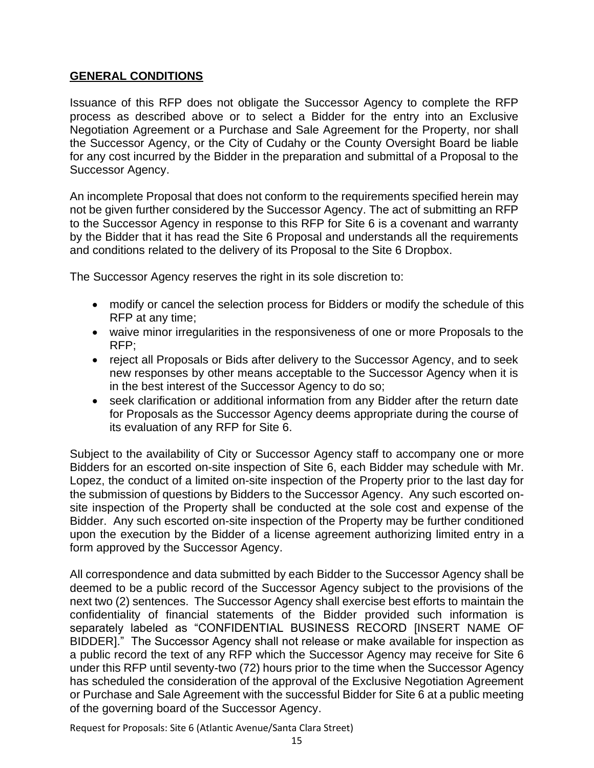## GENERAL CONDITIONS

Issuance of this RFP does not obligate the Successor Agency to complete the RFP process as described above or to select a Bidder for the entry into an Exclusive Negotiation Agreement or a Purchase and Sale Agreement for the Property, nor shall the Successor Agency, or the City of Cudahy or the County Oversight Board be liable for any cost incurred by the Bidder in the preparation and submittal of a Proposal to the Successor Agency.

An incomplete Proposal that does not conform to the requirements specified herein may not be given further considered by the Successor Agency. The act of submitting an RFP to the Successor Agency in response to this RFP for Site 6 is a covenant and warranty by the Bidder that it has read the Site 6 Proposal and understands all the requirements and conditions related to the delivery of its Proposal to the Site 6 Dropbox.

The Successor Agency reserves the right in its sole discretion to:

- modify or cancel the selection process for Bidders or modify the schedule of this RFP at any time;
- waive minor irregularities in the responsiveness of one or more Proposals to the RFP;
- reject all Proposals or Bids after delivery to the Successor Agency, and to seek new responses by other means acceptable to the Successor Agency when it is in the best interest of the Successor Agency to do so;
- seek clarification or additional information from any Bidder after the return date for Proposals as the Successor Agency deems appropriate during the course of its evaluation of any RFP for Site 6.

Subject to the availability of City or Successor Agency staff to accompany one or more Bidders for an escorted on-site inspection of Site 6, each Bidder may schedule with Mr. Lopez, the conduct of a limited on-site inspection of the Property prior to the last day for the submission of questions by Bidders to the Successor Agency. Any such escorted on-site inspection of the Property shall be conducted at the sole cost and expense of the Bidder. Any such escorted on-site inspection of the Property may be further conditioned upon the execution by the Bidder of a license agreement authorizing limited entry in a form approved by the Successor Agency.

All correspondence and data submitted by each Bidder to the Successor Agency shall be deemed to be a public record of the Successor Agency subject to the provisions of the next two (2) sentences. The Successor Agency shall exercise best efforts to maintain the confidentiality of financial statements of the Bidder provided such information is separately labeled as "CONFIDENTIAL BUSINESS RECORD [INSERT NAME OF BIDDER]." The Successor Agency shall not release or make available for inspection as a public record the text of any RFP which the Successor Agency may receive for Site 6 under this RFP until seventy-two (72) hours prior to the time when the Successor Agency has scheduled the consideration of the approval of the Exclusive Negotiation Agreement or Purchase and Sale Agreement with the successful Bidder for Site 6 at a public meeting of the governing board of the Successor Agency.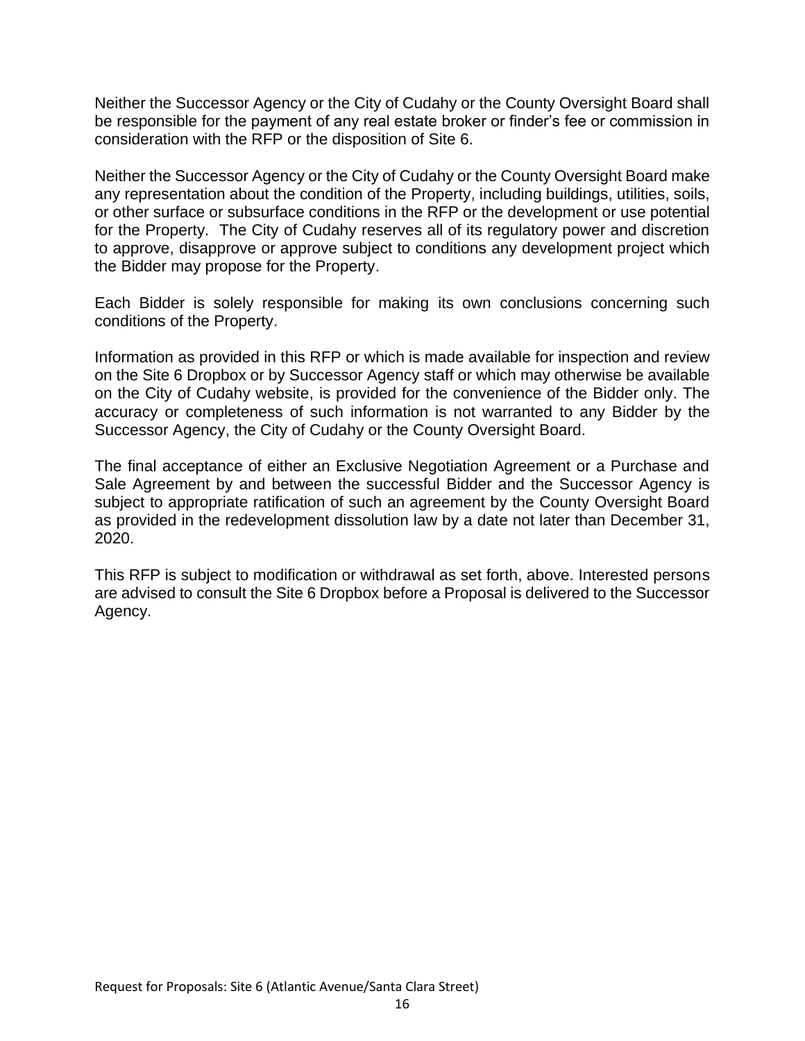Neither the Successor Agency or the City of Cudahy or the County Oversight Board shall be responsible for the payment of any real estate broker or finder's fee or commission in consideration with the RFP or the disposition of Site 6.

Neither the Successor Agency or the City of Cudahy or the County Oversight Board make any representation about the condition of the Property, including buildings, utilities, soils, or other surface or subsurface conditions in the RFP or the development or use potential for the Property. The City of Cudahy reserves all of its regulatory power and discretion to approve, disapprove or approve subject to conditions any development project which the Bidder may propose for the Property.

Each Bidder is solely responsible for making its own conclusions concerning such conditions of the Property.

Information as provided in this RFP or which is made available for inspection and review on the Site 6 Dropbox or by Successor Agency staff or which may otherwise be available on the City of Cudahy website, is provided for the convenience of the Bidder only. The accuracy or completeness of such information is not warranted to any Bidder by the Successor Agency, the City of Cudahy or the County Oversight Board.

The final acceptance of either an Exclusive Negotiation Agreement or a Purchase and Sale Agreement by and between the successful Bidder and the Successor Agency is subject to appropriate ratification of such an agreement by the County Oversight Board as provided in the redevelopment dissolution law by a date not later than December 31, 2020.

This RFP is subject to modification or withdrawal as set forth, above. Interested persons are advised to consult the Site 6 Dropbox before a Proposal is delivered to the Successor Agency.